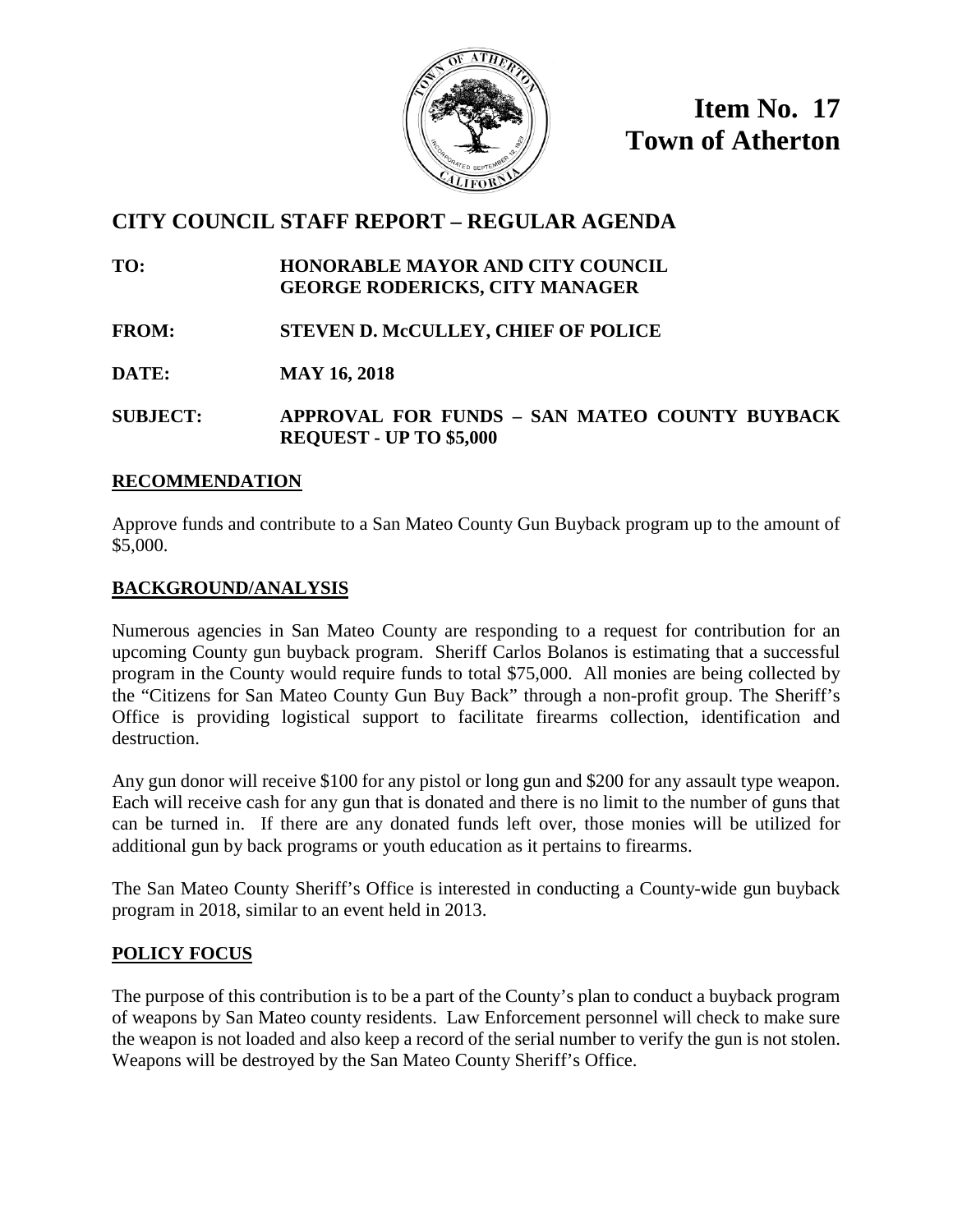# Item No. 17
# Town of Atherton

## CITY COUNCIL STAFF REPORT – REGULAR AGENDA

**TO:** HONORABLE MAYOR AND CITY COUNCIL
GEORGE RODERICKS, CITY MANAGER

**FROM:** STEVEN D. McCULLEY, CHIEF OF POLICE

**DATE:** MAY 16, 2018

**SUBJECT:** APPROVAL FOR FUNDS – SAN MATEO COUNTY BUYBACK REQUEST - UP TO $5,000

### RECOMMENDATION

Approve funds and contribute to a San Mateo County Gun Buyback program up to the amount of $5,000.

### BACKGROUND/ANALYSIS

Numerous agencies in San Mateo County are responding to a request for contribution for an upcoming County gun buyback program. Sheriff Carlos Bolanos is estimating that a successful program in the County would require funds to total $75,000. All monies are being collected by the "Citizens for San Mateo County Gun Buy Back" through a non-profit group. The Sheriff's Office is providing logistical support to facilitate firearms collection, identification and destruction.

Any gun donor will receive $100 for any pistol or long gun and $200 for any assault type weapon. Each will receive cash for any gun that is donated and there is no limit to the number of guns that can be turned in. If there are any donated funds left over, those monies will be utilized for additional gun by back programs or youth education as it pertains to firearms.

The San Mateo County Sheriff's Office is interested in conducting a County-wide gun buyback program in 2018, similar to an event held in 2013.

### POLICY FOCUS

The purpose of this contribution is to be a part of the County's plan to conduct a buyback program of weapons by San Mateo county residents. Law Enforcement personnel will check to make sure the weapon is not loaded and also keep a record of the serial number to verify the gun is not stolen. Weapons will be destroyed by the San Mateo County Sheriff's Office.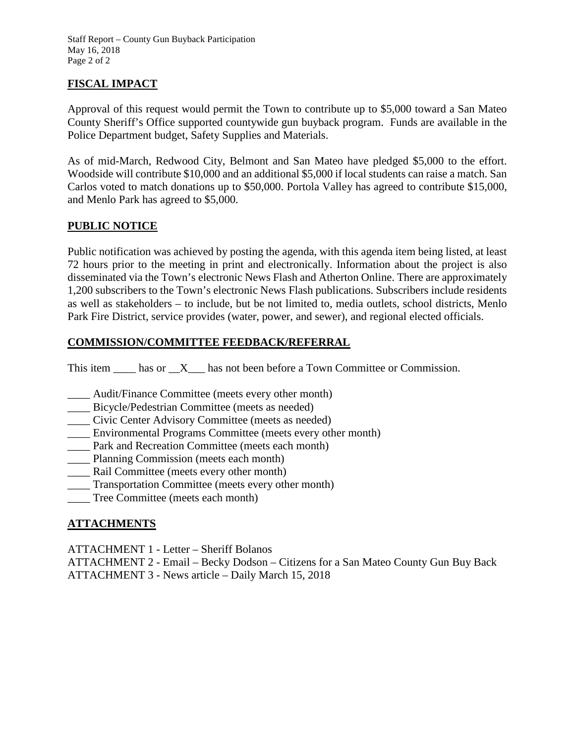## FISCAL IMPACT

Approval of this request would permit the Town to contribute up to $5,000 toward a San Mateo County Sheriff's Office supported countywide gun buyback program. Funds are available in the Police Department budget, Safety Supplies and Materials.

As of mid-March, Redwood City, Belmont and San Mateo have pledged $5,000 to the effort. Woodside will contribute $10,000 and an additional $5,000 if local students can raise a match. San Carlos voted to match donations up to $50,000. Portola Valley has agreed to contribute $15,000, and Menlo Park has agreed to $5,000.

## PUBLIC NOTICE

Public notification was achieved by posting the agenda, with this agenda item being listed, at least 72 hours prior to the meeting in print and electronically. Information about the project is also disseminated via the Town's electronic News Flash and Atherton Online. There are approximately 1,200 subscribers to the Town's electronic News Flash publications. Subscribers include residents as well as stakeholders – to include, but be not limited to, media outlets, school districts, Menlo Park Fire District, service provides (water, power, and sewer), and regional elected officials.

## COMMISSION/COMMITTEE FEEDBACK/REFERRAL

This item ____ has or __X___ has not been before a Town Committee or Commission.

____ Audit/Finance Committee (meets every other month)
____ Bicycle/Pedestrian Committee (meets as needed)
____ Civic Center Advisory Committee (meets as needed)
____ Environmental Programs Committee (meets every other month)
____ Park and Recreation Committee (meets each month)
____ Planning Commission (meets each month)
____ Rail Committee (meets every other month)
____ Transportation Committee (meets every other month)
____ Tree Committee (meets each month)

## ATTACHMENTS

ATTACHMENT 1 - Letter – Sheriff Bolanos
ATTACHMENT 2 - Email – Becky Dodson – Citizens for a San Mateo County Gun Buy Back
ATTACHMENT 3 - News article – Daily March 15, 2018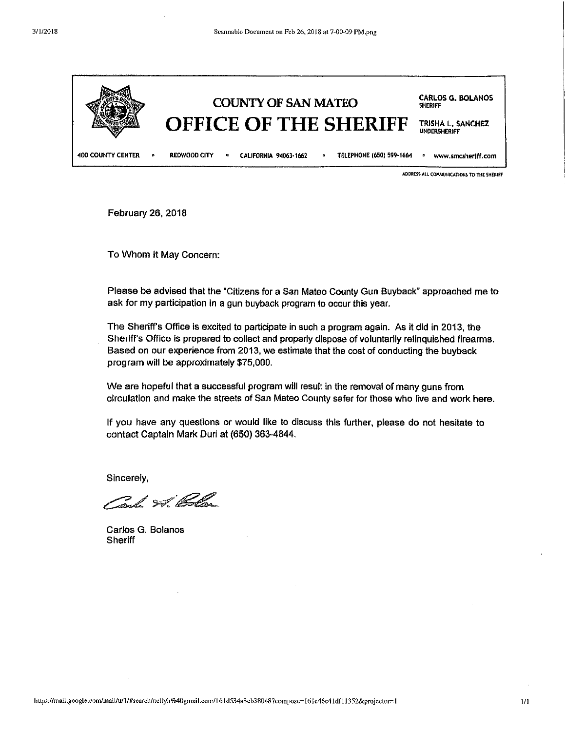# COUNTY OF SAN MATEO

# OFFICE OF THE SHERIFF

**CARLOS G. BOLANOS**
SHERIFF

**TRISHA L. SANCHEZ**
UNDERSHERIFF

400 COUNTY CENTER • REDWOOD CITY • CALIFORNIA 94063-1662 • TELEPHONE (650) 599-1664 • www.smcsheriff.com

ADDRESS ALL COMMUNICATIONS TO THE SHERIFF

February 26, 2018

To Whom It May Concern:

Please be advised that the "Citizens for a San Mateo County Gun Buyback" approached me to ask for my participation in a gun buyback program to occur this year.

The Sheriff's Office is excited to participate in such a program again. As it did in 2013, the Sheriff's Office is prepared to collect and properly dispose of voluntarily relinquished firearms. Based on our experience from 2013, we estimate that the cost of conducting the buyback program will be approximately $75,000.

We are hopeful that a successful program will result in the removal of many guns from circulation and make the streets of San Mateo County safer for those who live and work here.

If you have any questions or would like to discuss this further, please do not hesitate to contact Captain Mark Duri at (650) 363-4844.

Sincerely,

Carlos G. Bolanos
Sheriff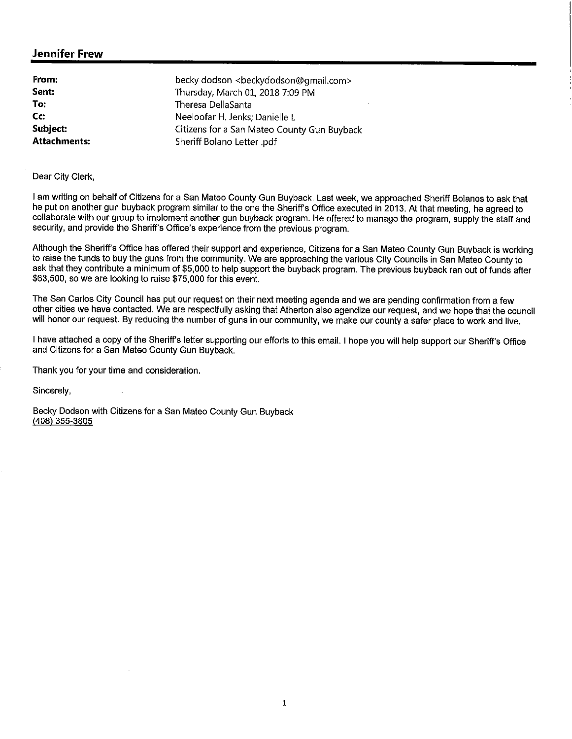## Jennifer Frew

| | |
|---|---|
| **From:** | becky dodson <beckydodson@gmail.com> |
| **Sent:** | Thursday, March 01, 2018 7:09 PM |
| **To:** | Theresa DellaSanta |
| **Cc:** | Neeloofar H. Jenks; Danielle L |
| **Subject:** | Citizens for a San Mateo County Gun Buyback |
| **Attachments:** | Sheriff Bolano Letter .pdf |

Dear City Clerk,

I am writing on behalf of Citizens for a San Mateo County Gun Buyback. Last week, we approached Sheriff Bolanos to ask that he put on another gun buyback program similar to the one the Sheriff's Office executed in 2013. At that meeting, he agreed to collaborate with our group to implement another gun buyback program. He offered to manage the program, supply the staff and security, and provide the Sheriff's Office's experience from the previous program.

Although the Sheriff's Office has offered their support and experience, Citizens for a San Mateo County Gun Buyback is working to raise the funds to buy the guns from the community. We are approaching the various City Councils in San Mateo County to ask that they contribute a minimum of $5,000 to help support the buyback program. The previous buyback ran out of funds after $63,500, so we are looking to raise $75,000 for this event.

The San Carlos City Council has put our request on their next meeting agenda and we are pending confirmation from a few other cities we have contacted. We are respectfully asking that Atherton also agendize our request, and we hope that the council will honor our request. By reducing the number of guns in our community, we make our county a safer place to work and live.

I have attached a copy of the Sheriff's letter supporting our efforts to this email. I hope you will help support our Sheriff's Office and Citizens for a San Mateo County Gun Buyback.

Thank you for your time and consideration.

Sincerely,

Becky Dodson with Citizens for a San Mateo County Gun Buyback
(408) 355-3805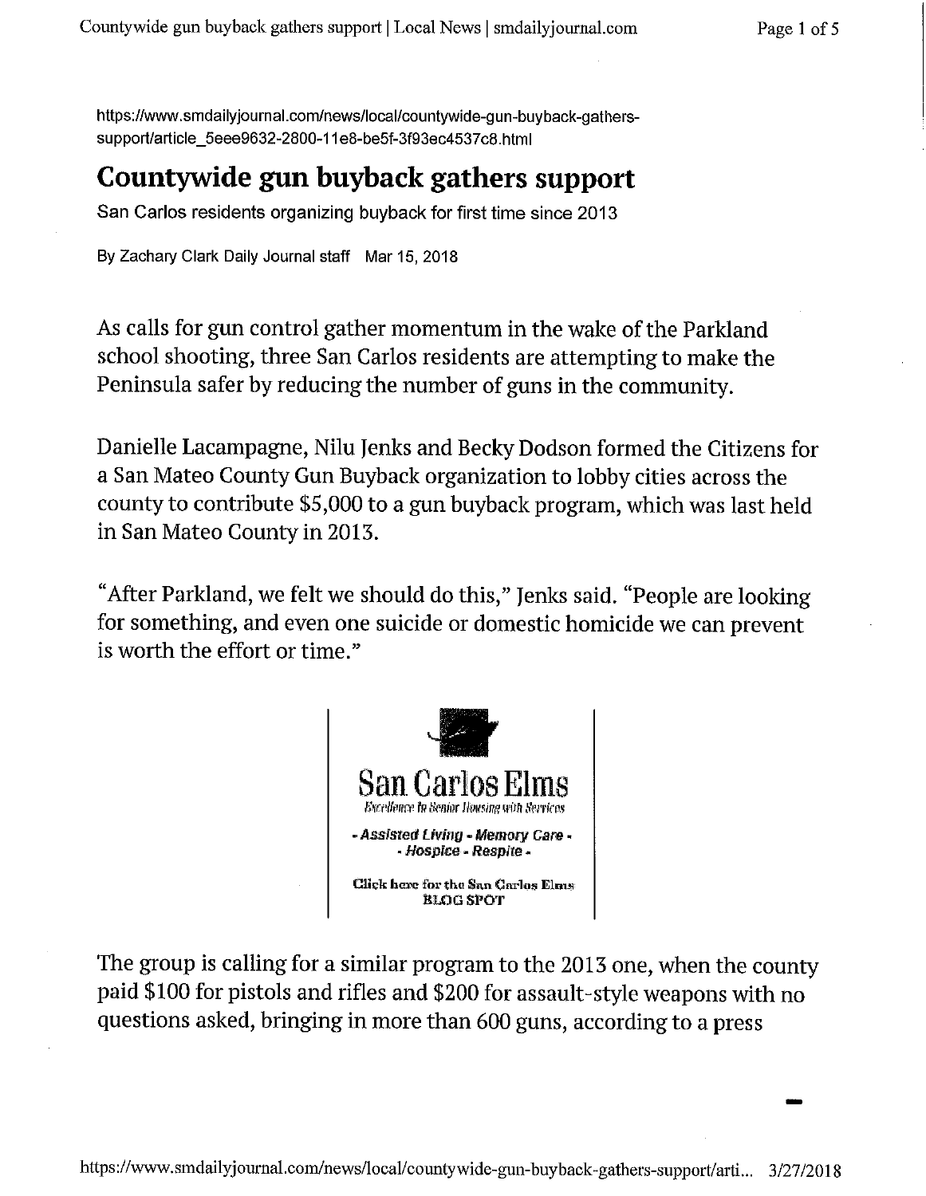https://www.smdailyjournal.com/news/local/countywide-gun-buyback-gathers-support/article_5eee9632-2800-11e8-be5f-3f93ec4537c8.html

# Countywide gun buyback gathers support

San Carlos residents organizing buyback for first time since 2013

By Zachary Clark Daily Journal staff Mar 15, 2018

As calls for gun control gather momentum in the wake of the Parkland school shooting, three San Carlos residents are attempting to make the Peninsula safer by reducing the number of guns in the community.

Danielle Lacampagne, Nilu Jenks and Becky Dodson formed the Citizens for a San Mateo County Gun Buyback organization to lobby cities across the county to contribute $5,000 to a gun buyback program, which was last held in San Mateo County in 2013.

"After Parkland, we felt we should do this," Jenks said. "People are looking for something, and even one suicide or domestic homicide we can prevent is worth the effort or time."

San Carlos Elms
*Excellence in Senior Housing with Services*
*- Assisted Living - Memory Care -*
*- Hospice - Respite -*
Click here for the San Carlos Elms BLOG SPOT

The group is calling for a similar program to the 2013 one, when the county paid $100 for pistols and rifles and $200 for assault-style weapons with no questions asked, bringing in more than 600 guns, according to a press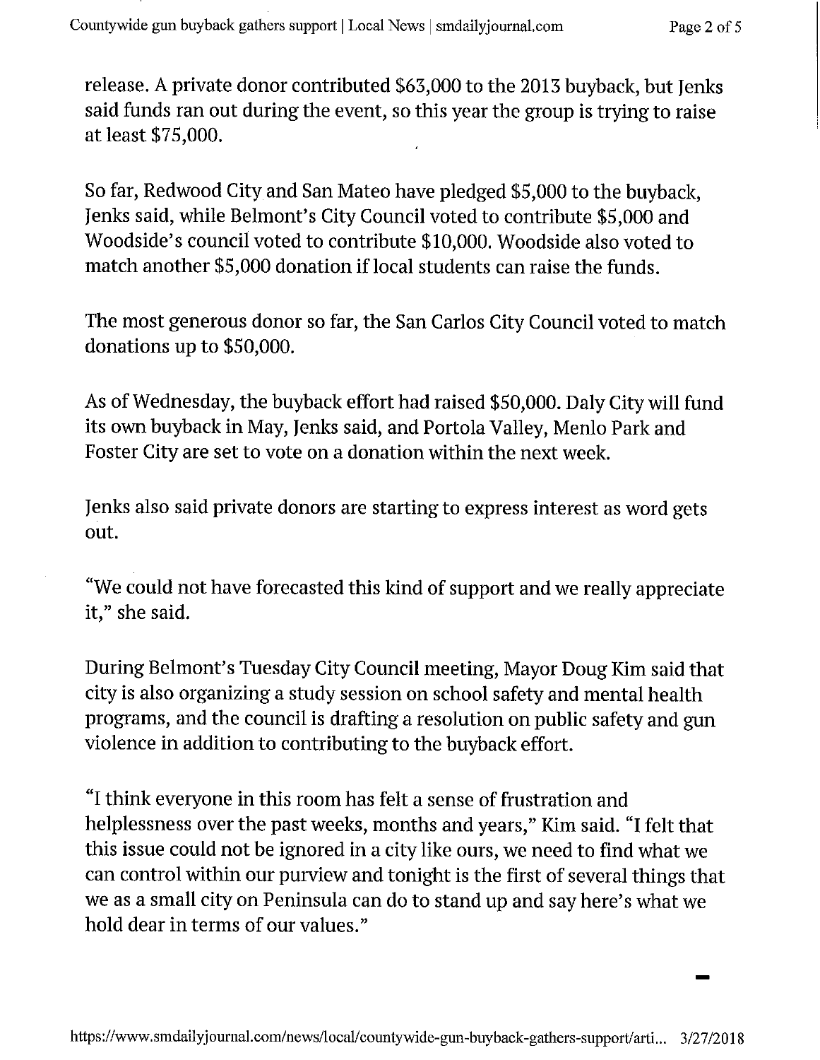release. A private donor contributed $63,000 to the 2013 buyback, but Jenks said funds ran out during the event, so this year the group is trying to raise at least $75,000.

So far, Redwood City and San Mateo have pledged $5,000 to the buyback, Jenks said, while Belmont's City Council voted to contribute $5,000 and Woodside's council voted to contribute $10,000. Woodside also voted to match another $5,000 donation if local students can raise the funds.

The most generous donor so far, the San Carlos City Council voted to match donations up to $50,000.

As of Wednesday, the buyback effort had raised $50,000. Daly City will fund its own buyback in May, Jenks said, and Portola Valley, Menlo Park and Foster City are set to vote on a donation within the next week.

Jenks also said private donors are starting to express interest as word gets out.

"We could not have forecasted this kind of support and we really appreciate it," she said.

During Belmont's Tuesday City Council meeting, Mayor Doug Kim said that city is also organizing a study session on school safety and mental health programs, and the council is drafting a resolution on public safety and gun violence in addition to contributing to the buyback effort.

"I think everyone in this room has felt a sense of frustration and helplessness over the past weeks, months and years," Kim said. "I felt that this issue could not be ignored in a city like ours, we need to find what we can control within our purview and tonight is the first of several things that we as a small city on Peninsula can do to stand up and say here's what we hold dear in terms of our values."

-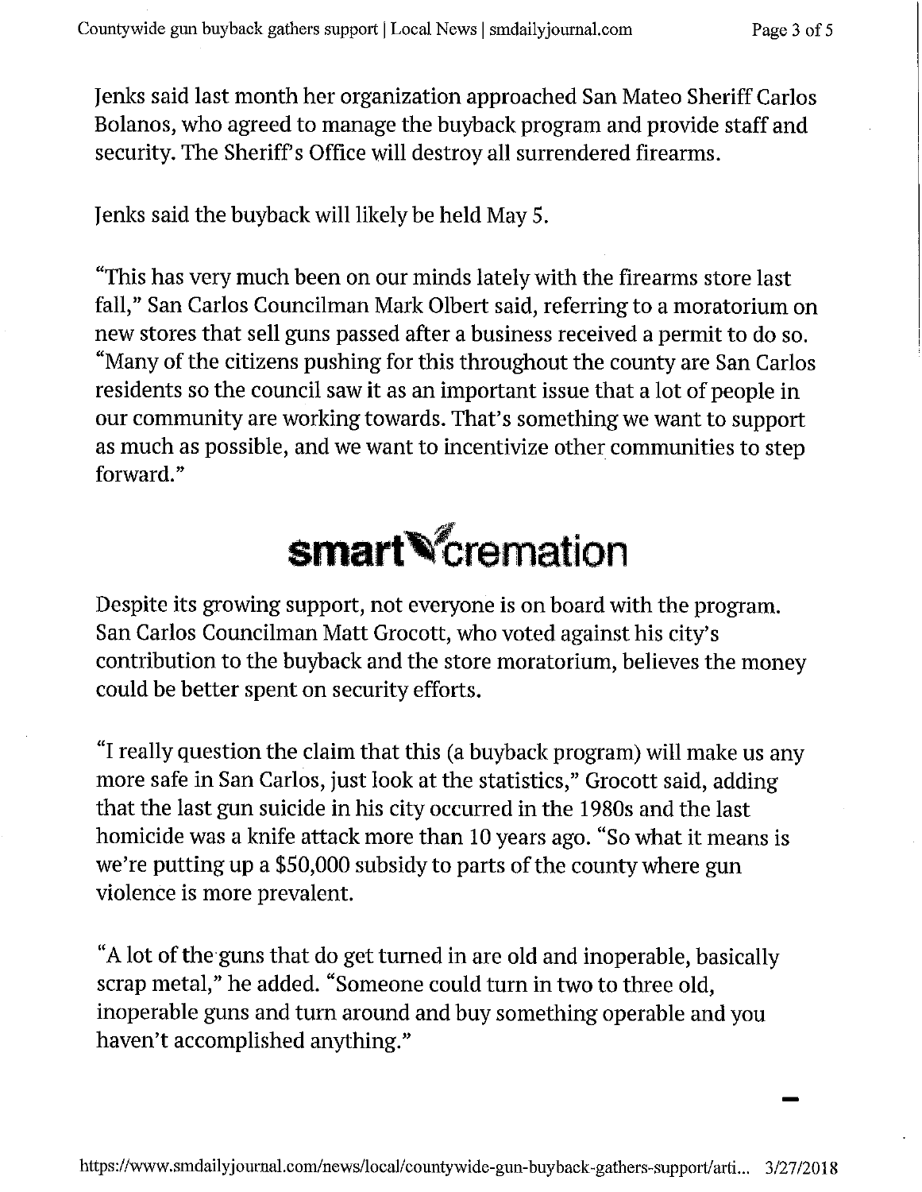Jenks said last month her organization approached San Mateo Sheriff Carlos Bolanos, who agreed to manage the buyback program and provide staff and security. The Sheriff's Office will destroy all surrendered firearms.

Jenks said the buyback will likely be held May 5.

"This has very much been on our minds lately with the firearms store last fall," San Carlos Councilman Mark Olbert said, referring to a moratorium on new stores that sell guns passed after a business received a permit to do so. "Many of the citizens pushing for this throughout the county are San Carlos residents so the council saw it as an important issue that a lot of people in our community are working towards. That's something we want to support as much as possible, and we want to incentivize other communities to step forward."

smart cremation

Despite its growing support, not everyone is on board with the program. San Carlos Councilman Matt Grocott, who voted against his city's contribution to the buyback and the store moratorium, believes the money could be better spent on security efforts.

"I really question the claim that this (a buyback program) will make us any more safe in San Carlos, just look at the statistics," Grocott said, adding that the last gun suicide in his city occurred in the 1980s and the last homicide was a knife attack more than 10 years ago. "So what it means is we're putting up a $50,000 subsidy to parts of the county where gun violence is more prevalent.

"A lot of the guns that do get turned in are old and inoperable, basically scrap metal," he added. "Someone could turn in two to three old, inoperable guns and turn around and buy something operable and you haven't accomplished anything."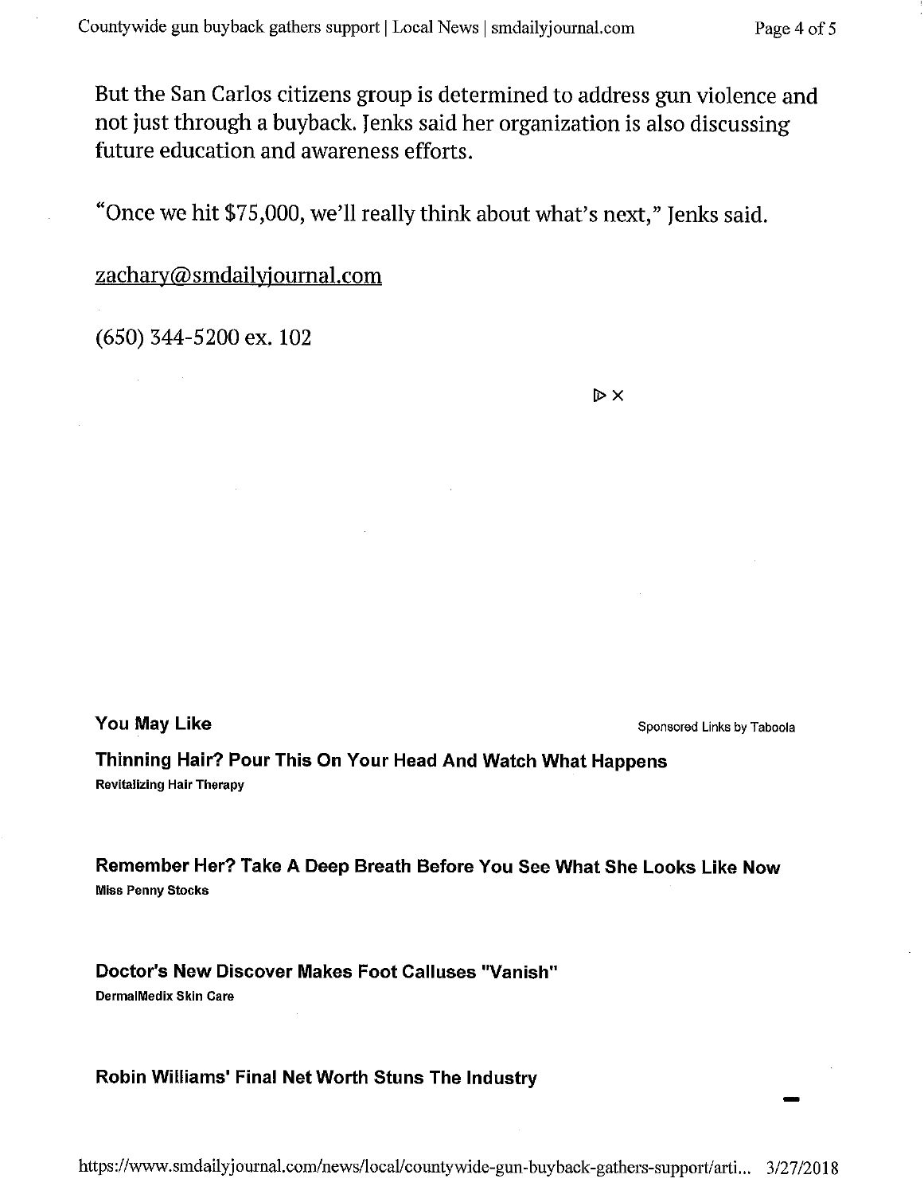But the San Carlos citizens group is determined to address gun violence and not just through a buyback. Jenks said her organization is also discussing future education and awareness efforts.

"Once we hit $75,000, we'll really think about what's next," Jenks said.

zachary@smdailyjournal.com

(650) 344-5200 ex. 102

**You May Like** Sponsored Links by Taboola

**Thinning Hair? Pour This On Your Head And Watch What Happens**
**Revitalizing Hair Therapy**

**Remember Her? Take A Deep Breath Before You See What She Looks Like Now**
**Miss Penny Stocks**

**Doctor's New Discover Makes Foot Calluses "Vanish"**
**DermalMedix Skin Care**

**Robin Williams' Final Net Worth Stuns The Industry**